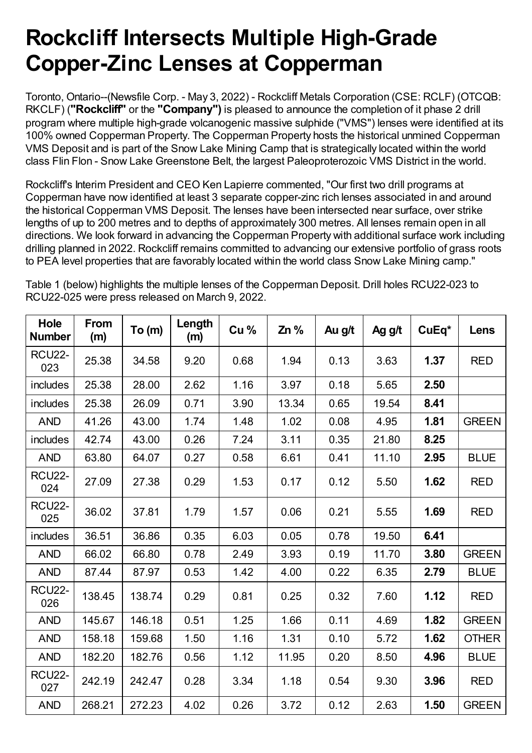# Rockcliff Intersects Multiple High-Grade Copper-Zinc Lenses at Copperman

Toronto, Ontario--(Newsfile Corp. - May 3, 2022) - Rockcliff Metals Corporation (CSE: RCLF) (OTCQB: RKCLF) (**"Rockcliff"** or the **"Company")** is pleased to announce the completion of it phase 2 drill program where multiple high-grade volcanogenic massive sulphide ("VMS") lenses were identified at its 100% owned Copperman Property. The Copperman Property hosts the historical unmined Copperman VMS Deposit and is part of the Snow Lake Mining Camp that is strategically located within the world class Flin Flon - Snow Lake Greenstone Belt, the largest Paleoproterozoic VMS District in the world.

Rockcliff's Interim President and CEO Ken Lapierre commented, "Our first two drill programs at Copperman have now identified at least 3 separate copper-zinc rich lenses associated in and around the historical Copperman VMS Deposit. The lenses have been intersected near surface, over strike lengths of up to 200 metres and to depths of approximately 300 metres. All lenses remain open in all directions. We look forward in advancing the Copperman Property with additional surface work including drilling planned in 2022. Rockcliff remains committed to advancing our extensive portfolio of grass roots to PEA level properties that are favorably located within the world class Snow Lake Mining camp."

Table 1 (below) highlights the multiple lenses of the Copperman Deposit. Drill holes RCU22-023 to RCU22-025 were press released on March 9, 2022.

| Hole Number | From (m) | To (m) | Length (m) | Cu % | Zn % | Au g/t | Ag g/t | CuEq* | Lens |
|---|---|---|---|---|---|---|---|---|---|
| RCU22-023 | 25.38 | 34.58 | 9.20 | 0.68 | 1.94 | 0.13 | 3.63 | **1.37** | RED |
| includes | 25.38 | 28.00 | 2.62 | 1.16 | 3.97 | 0.18 | 5.65 | **2.50** | |
| includes | 25.38 | 26.09 | 0.71 | 3.90 | 13.34 | 0.65 | 19.54 | **8.41** | |
| AND | 41.26 | 43.00 | 1.74 | 1.48 | 1.02 | 0.08 | 4.95 | **1.81** | GREEN |
| includes | 42.74 | 43.00 | 0.26 | 7.24 | 3.11 | 0.35 | 21.80 | **8.25** | |
| AND | 63.80 | 64.07 | 0.27 | 0.58 | 6.61 | 0.41 | 11.10 | **2.95** | BLUE |
| RCU22-024 | 27.09 | 27.38 | 0.29 | 1.53 | 0.17 | 0.12 | 5.50 | **1.62** | RED |
| RCU22-025 | 36.02 | 37.81 | 1.79 | 1.57 | 0.06 | 0.21 | 5.55 | **1.69** | RED |
| includes | 36.51 | 36.86 | 0.35 | 6.03 | 0.05 | 0.78 | 19.50 | **6.41** | |
| AND | 66.02 | 66.80 | 0.78 | 2.49 | 3.93 | 0.19 | 11.70 | **3.80** | GREEN |
| AND | 87.44 | 87.97 | 0.53 | 1.42 | 4.00 | 0.22 | 6.35 | **2.79** | BLUE |
| RCU22-026 | 138.45 | 138.74 | 0.29 | 0.81 | 0.25 | 0.32 | 7.60 | **1.12** | RED |
| AND | 145.67 | 146.18 | 0.51 | 1.25 | 1.66 | 0.11 | 4.69 | **1.82** | GREEN |
| AND | 158.18 | 159.68 | 1.50 | 1.16 | 1.31 | 0.10 | 5.72 | **1.62** | OTHER |
| AND | 182.20 | 182.76 | 0.56 | 1.12 | 11.95 | 0.20 | 8.50 | **4.96** | BLUE |
| RCU22-027 | 242.19 | 242.47 | 0.28 | 3.34 | 1.18 | 0.54 | 9.30 | **3.96** | RED |
| AND | 268.21 | 272.23 | 4.02 | 0.26 | 3.72 | 0.12 | 2.63 | **1.50** | GREEN |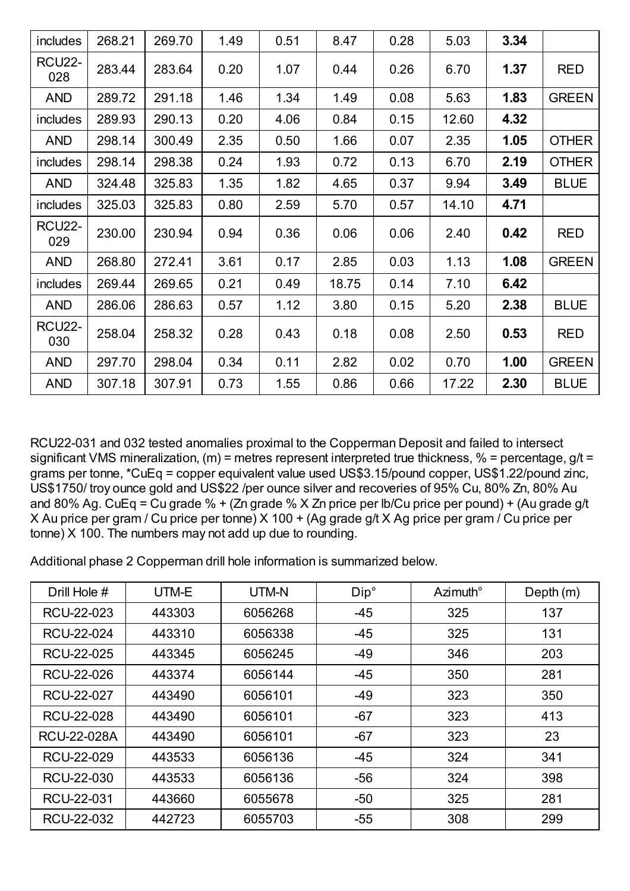| includes | 268.21 | 269.70 | 1.49 | 0.51 | 8.47 | 0.28 | 5.03 | **3.34** | |
|---|---|---|---|---|---|---|---|---|---|
| RCU22-028 | 283.44 | 283.64 | 0.20 | 1.07 | 0.44 | 0.26 | 6.70 | **1.37** | RED |
| AND | 289.72 | 291.18 | 1.46 | 1.34 | 1.49 | 0.08 | 5.63 | **1.83** | GREEN |
| includes | 289.93 | 290.13 | 0.20 | 4.06 | 0.84 | 0.15 | 12.60 | **4.32** | |
| AND | 298.14 | 300.49 | 2.35 | 0.50 | 1.66 | 0.07 | 2.35 | **1.05** | OTHER |
| includes | 298.14 | 298.38 | 0.24 | 1.93 | 0.72 | 0.13 | 6.70 | **2.19** | OTHER |
| AND | 324.48 | 325.83 | 1.35 | 1.82 | 4.65 | 0.37 | 9.94 | **3.49** | BLUE |
| includes | 325.03 | 325.83 | 0.80 | 2.59 | 5.70 | 0.57 | 14.10 | **4.71** | |
| RCU22-029 | 230.00 | 230.94 | 0.94 | 0.36 | 0.06 | 0.06 | 2.40 | **0.42** | RED |
| AND | 268.80 | 272.41 | 3.61 | 0.17 | 2.85 | 0.03 | 1.13 | **1.08** | GREEN |
| includes | 269.44 | 269.65 | 0.21 | 0.49 | 18.75 | 0.14 | 7.10 | **6.42** | |
| AND | 286.06 | 286.63 | 0.57 | 1.12 | 3.80 | 0.15 | 5.20 | **2.38** | BLUE |
| RCU22-030 | 258.04 | 258.32 | 0.28 | 0.43 | 0.18 | 0.08 | 2.50 | **0.53** | RED |
| AND | 297.70 | 298.04 | 0.34 | 0.11 | 2.82 | 0.02 | 0.70 | **1.00** | GREEN |
| AND | 307.18 | 307.91 | 0.73 | 1.55 | 0.86 | 0.66 | 17.22 | **2.30** | BLUE |

RCU22-031 and 032 tested anomalies proximal to the Copperman Deposit and failed to intersect significant VMS mineralization, (m) = metres represent interpreted true thickness, % = percentage, g/t = grams per tonne, *CuEq = copper equivalent value used US$3.15/pound copper, US$1.22/pound zinc, US$1750/ troy ounce gold and US$22 /per ounce silver and recoveries of 95% Cu, 80% Zn, 80% Au and 80% Ag. CuEq = Cu grade % + (Zn grade % X Zn price per lb/Cu price per pound) + (Au grade g/t X Au price per gram / Cu price per tonne) X 100 + (Ag grade g/t X Ag price per gram / Cu price per tonne) X 100. The numbers may not add up due to rounding.

Additional phase 2 Copperman drill hole information is summarized below.

| Drill Hole # | UTM-E | UTM-N | Dip° | Azimuth° | Depth (m) |
|---|---|---|---|---|---|
| RCU-22-023 | 443303 | 6056268 | -45 | 325 | 137 |
| RCU-22-024 | 443310 | 6056338 | -45 | 325 | 131 |
| RCU-22-025 | 443345 | 6056245 | -49 | 346 | 203 |
| RCU-22-026 | 443374 | 6056144 | -45 | 350 | 281 |
| RCU-22-027 | 443490 | 6056101 | -49 | 323 | 350 |
| RCU-22-028 | 443490 | 6056101 | -67 | 323 | 413 |
| RCU-22-028A | 443490 | 6056101 | -67 | 323 | 23 |
| RCU-22-029 | 443533 | 6056136 | -45 | 324 | 341 |
| RCU-22-030 | 443533 | 6056136 | -56 | 324 | 398 |
| RCU-22-031 | 443660 | 6055678 | -50 | 325 | 281 |
| RCU-22-032 | 442723 | 6055703 | -55 | 308 | 299 |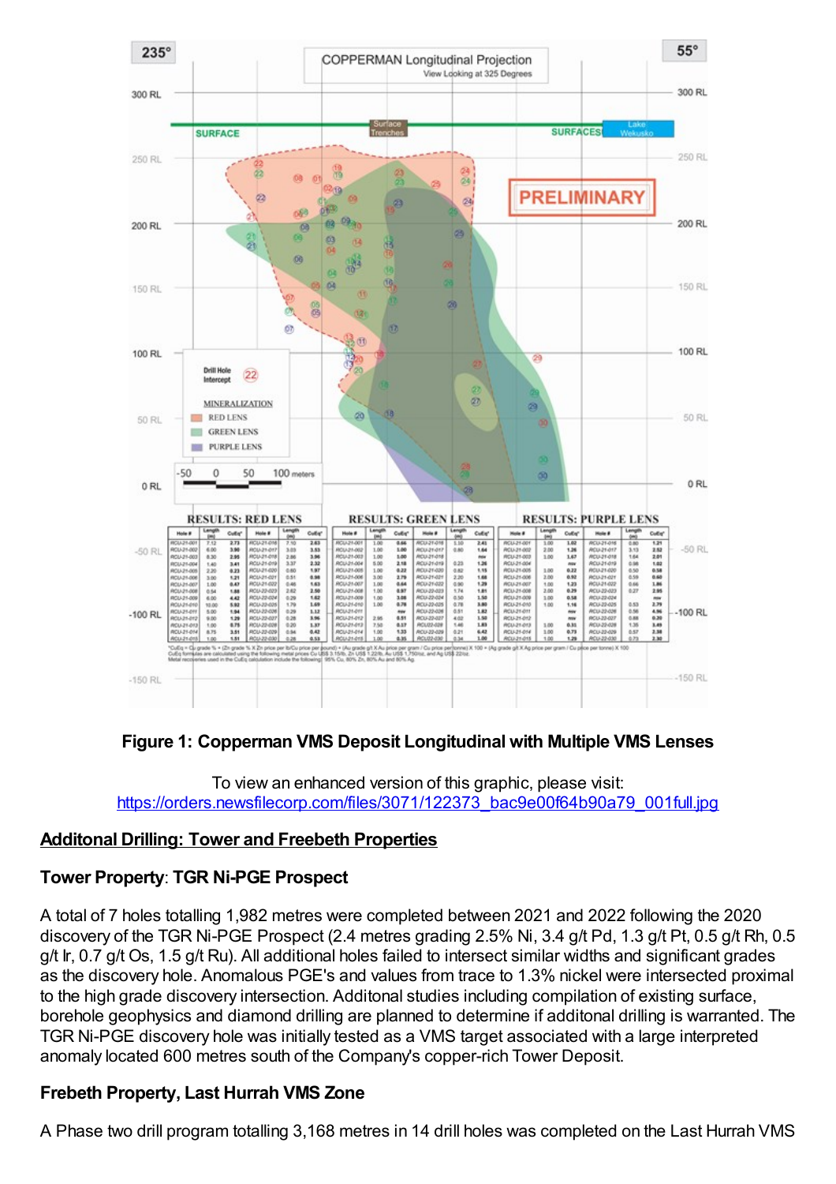**Figure 1: Copperman VMS Deposit Longitudinal with Multiple VMS Lenses**

To view an enhanced version of this graphic, please visit:
https://orders.newsfilecorp.com/files/3071/122373_bac9e00f64b90a79_001full.jpg

## Additonal Drilling: Tower and Freebeth Properties

### Tower Property: TGR Ni-PGE Prospect

A total of 7 holes totalling 1,982 metres were completed between 2021 and 2022 following the 2020 discovery of the TGR Ni-PGE Prospect (2.4 metres grading 2.5% Ni, 3.4 g/t Pd, 1.3 g/t Pt, 0.5 g/t Rh, 0.5 g/t Ir, 0.7 g/t Os, 1.5 g/t Ru). All additional holes failed to intersect similar widths and significant grades as the discovery hole. Anomalous PGE's and values from trace to 1.3% nickel were intersected proximal to the high grade discovery intersection. Additonal studies including compilation of existing surface, borehole geophysics and diamond drilling are planned to determine if additonal drilling is warranted. The TGR Ni-PGE discovery hole was initially tested as a VMS target associated with a large interpreted anomaly located 600 metres south of the Company's copper-rich Tower Deposit.

### Frebeth Property, Last Hurrah VMS Zone

A Phase two drill program totalling 3,168 metres in 14 drill holes was completed on the Last Hurrah VMS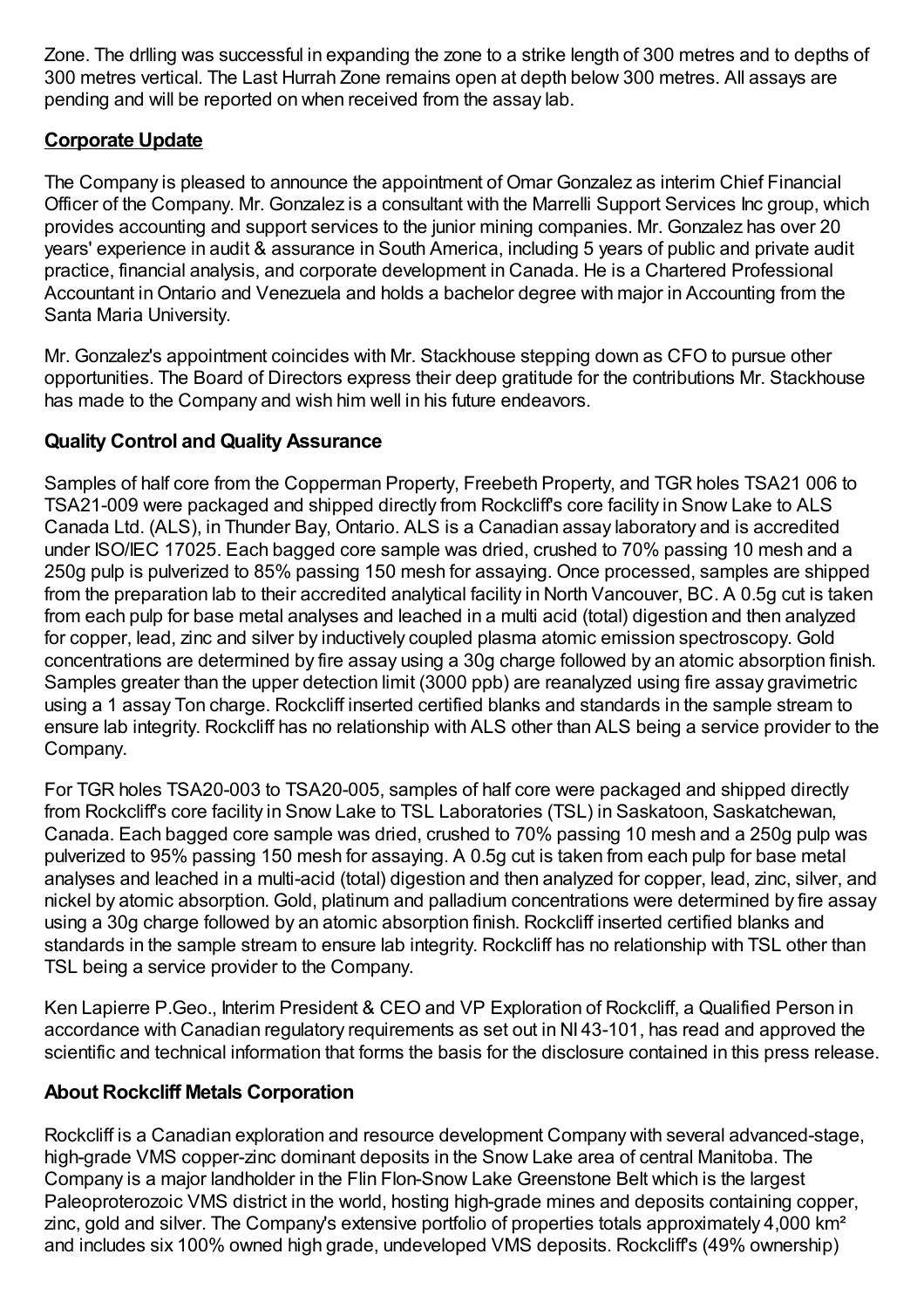Zone. The drlling was successful in expanding the zone to a strike length of 300 metres and to depths of 300 metres vertical. The Last Hurrah Zone remains open at depth below 300 metres. All assays are pending and will be reported on when received from the assay lab.

## **Corporate Update**

The Company is pleased to announce the appointment of Omar Gonzalez as interim Chief Financial Officer of the Company. Mr. Gonzalez is a consultant with the Marrelli Support Services Inc group, which provides accounting and support services to the junior mining companies. Mr. Gonzalez has over 20 years' experience in audit & assurance in South America, including 5 years of public and private audit practice, financial analysis, and corporate development in Canada. He is a Chartered Professional Accountant in Ontario and Venezuela and holds a bachelor degree with major in Accounting from the Santa Maria University.

Mr. Gonzalez's appointment coincides with Mr. Stackhouse stepping down as CFO to pursue other opportunities. The Board of Directors express their deep gratitude for the contributions Mr. Stackhouse has made to the Company and wish him well in his future endeavors.

## **Quality Control and Quality Assurance**

Samples of half core from the Copperman Property, Freebeth Property, and TGR holes TSA21 006 to TSA21-009 were packaged and shipped directly from Rockcliff's core facility in Snow Lake to ALS Canada Ltd. (ALS), in Thunder Bay, Ontario. ALS is a Canadian assay laboratory and is accredited under ISO/IEC 17025. Each bagged core sample was dried, crushed to 70% passing 10 mesh and a 250g pulp is pulverized to 85% passing 150 mesh for assaying. Once processed, samples are shipped from the preparation lab to their accredited analytical facility in North Vancouver, BC. A 0.5g cut is taken from each pulp for base metal analyses and leached in a multi acid (total) digestion and then analyzed for copper, lead, zinc and silver by inductively coupled plasma atomic emission spectroscopy. Gold concentrations are determined by fire assay using a 30g charge followed by an atomic absorption finish. Samples greater than the upper detection limit (3000 ppb) are reanalyzed using fire assay gravimetric using a 1 assay Ton charge. Rockcliff inserted certified blanks and standards in the sample stream to ensure lab integrity. Rockcliff has no relationship with ALS other than ALS being a service provider to the Company.

For TGR holes TSA20-003 to TSA20-005, samples of half core were packaged and shipped directly from Rockcliff's core facility in Snow Lake to TSL Laboratories (TSL) in Saskatoon, Saskatchewan, Canada. Each bagged core sample was dried, crushed to 70% passing 10 mesh and a 250g pulp was pulverized to 95% passing 150 mesh for assaying. A 0.5g cut is taken from each pulp for base metal analyses and leached in a multi-acid (total) digestion and then analyzed for copper, lead, zinc, silver, and nickel by atomic absorption. Gold, platinum and palladium concentrations were determined by fire assay using a 30g charge followed by an atomic absorption finish. Rockcliff inserted certified blanks and standards in the sample stream to ensure lab integrity. Rockcliff has no relationship with TSL other than TSL being a service provider to the Company.

Ken Lapierre P.Geo., Interim President & CEO and VP Exploration of Rockcliff, a Qualified Person in accordance with Canadian regulatory requirements as set out in NI 43-101, has read and approved the scientific and technical information that forms the basis for the disclosure contained in this press release.

## **About Rockcliff Metals Corporation**

Rockcliff is a Canadian exploration and resource development Company with several advanced-stage, high-grade VMS copper-zinc dominant deposits in the Snow Lake area of central Manitoba. The Company is a major landholder in the Flin Flon-Snow Lake Greenstone Belt which is the largest Paleoproterozoic VMS district in the world, hosting high-grade mines and deposits containing copper, zinc, gold and silver. The Company's extensive portfolio of properties totals approximately 4,000 km² and includes six 100% owned high grade, undeveloped VMS deposits. Rockcliff's (49% ownership)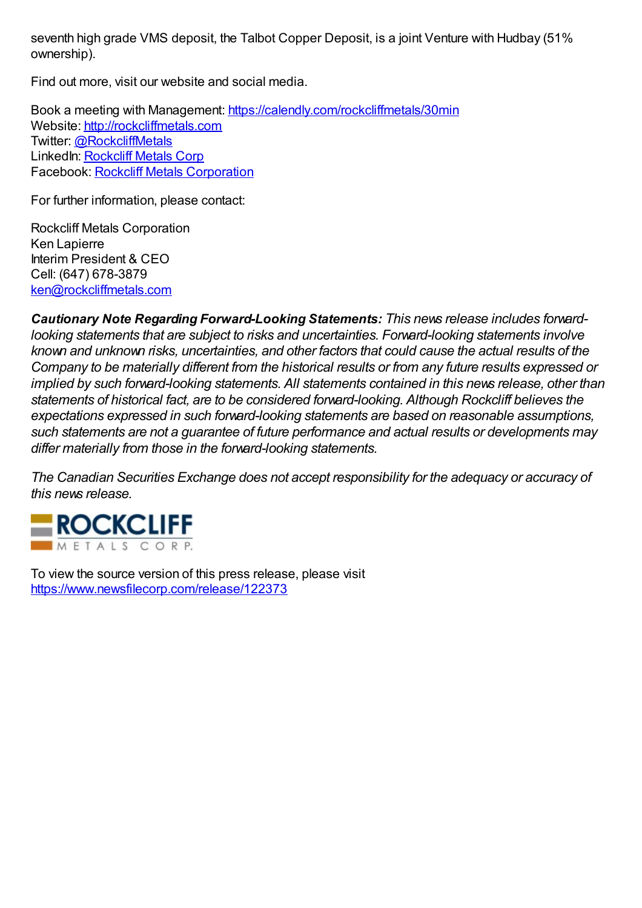seventh high grade VMS deposit, the Talbot Copper Deposit, is a joint Venture with Hudbay (51% ownership).

Find out more, visit our website and social media.

Book a meeting with Management: https://calendly.com/rockcliffmetals/30min
Website: http://rockcliffmetals.com
Twitter: @RockcliffMetals
LinkedIn: Rockcliff Metals Corp
Facebook: Rockcliff Metals Corporation

For further information, please contact:

Rockcliff Metals Corporation
Ken Lapierre
Interim President & CEO
Cell: (647) 678-3879
ken@rockcliffmetals.com

***Cautionary Note Regarding Forward-Looking Statements:*** *This news release includes forward-looking statements that are subject to risks and uncertainties. Forward-looking statements involve known and unknown risks, uncertainties, and other factors that could cause the actual results of the Company to be materially different from the historical results or from any future results expressed or implied by such forward-looking statements. All statements contained in this news release, other than statements of historical fact, are to be considered forward-looking. Although Rockcliff believes the expectations expressed in such forward-looking statements are based on reasonable assumptions, such statements are not a guarantee of future performance and actual results or developments may differ materially from those in the forward-looking statements.*

*The Canadian Securities Exchange does not accept responsibility for the adequacy or accuracy of this news release.*

ROCKCLIFF METALS CORP.

To view the source version of this press release, please visit https://www.newsfilecorp.com/release/122373